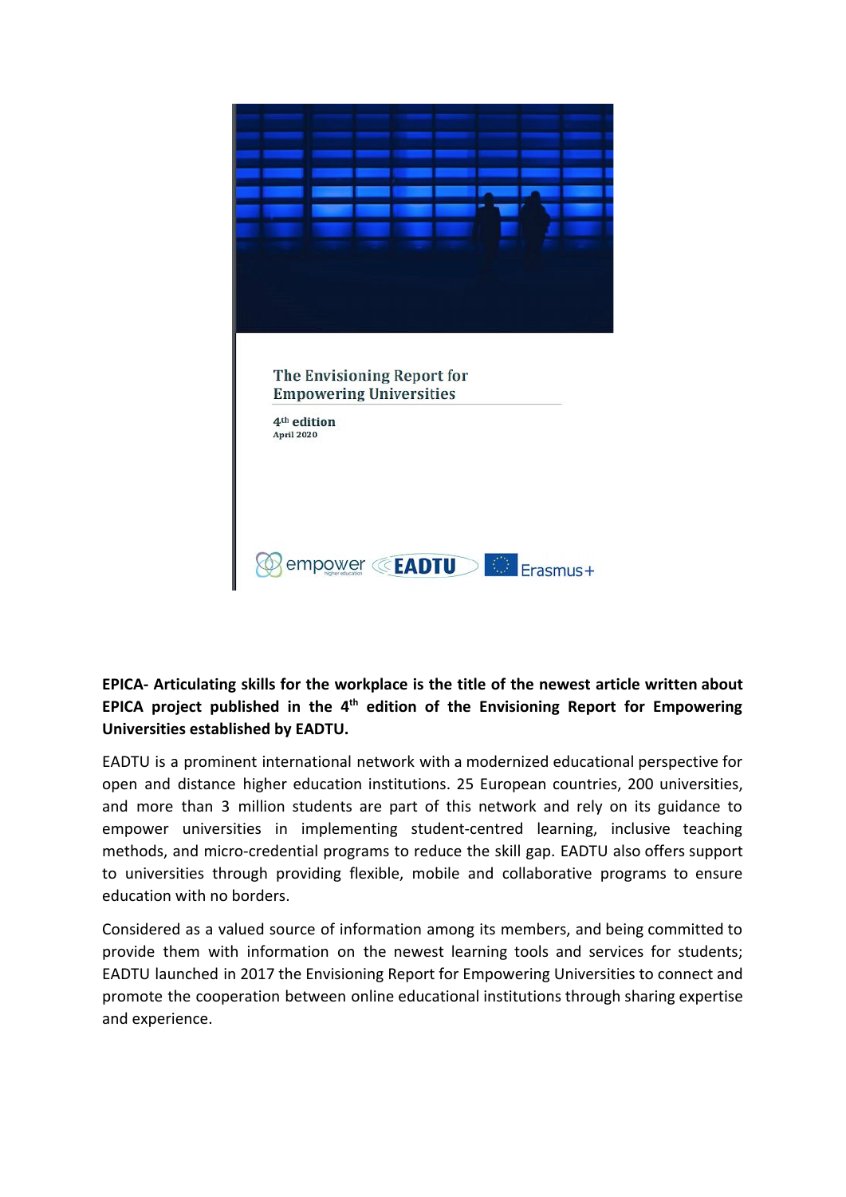The Envisioning Report for Empowering Universities

4th edition

April 2020

empower EADTU Erasmus+

**EPICA- Articulating skills for the workplace is the title of the newest article written about EPICA project published in the 4th edition of the Envisioning Report for Empowering Universities established by EADTU.**

EADTU is a prominent international network with a modernized educational perspective for open and distance higher education institutions. 25 European countries, 200 universities, and more than 3 million students are part of this network and rely on its guidance to empower universities in implementing student-centred learning, inclusive teaching methods, and micro-credential programs to reduce the skill gap. EADTU also offers support to universities through providing flexible, mobile and collaborative programs to ensure education with no borders.

Considered as a valued source of information among its members, and being committed to provide them with information on the newest learning tools and services for students; EADTU launched in 2017 the Envisioning Report for Empowering Universities to connect and promote the cooperation between online educational institutions through sharing expertise and experience.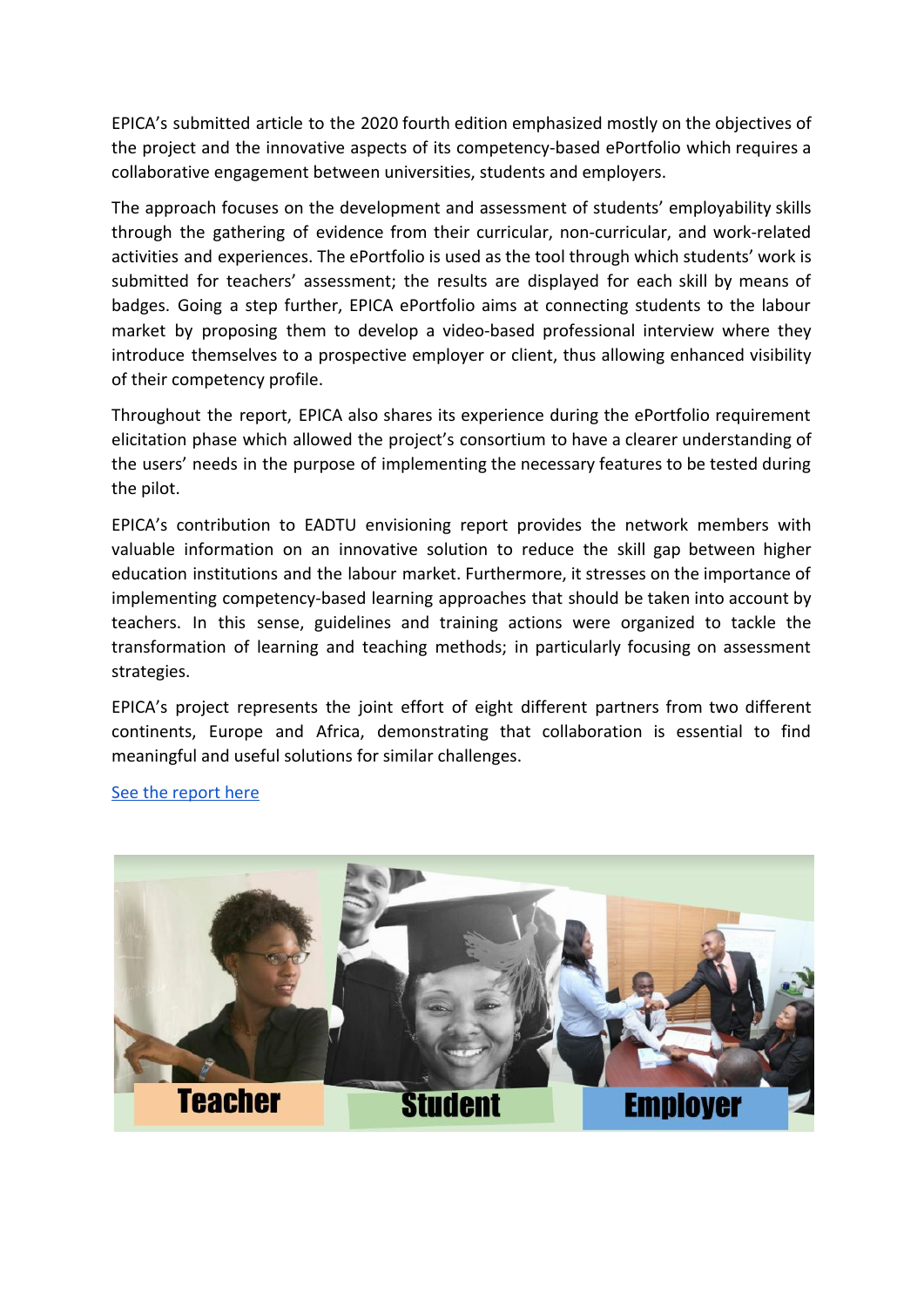EPICA's submitted article to the 2020 fourth edition emphasized mostly on the objectives of the project and the innovative aspects of its competency-based ePortfolio which requires a collaborative engagement between universities, students and employers.

The approach focuses on the development and assessment of students' employability skills through the gathering of evidence from their curricular, non-curricular, and work-related activities and experiences. The ePortfolio is used as the tool through which students' work is submitted for teachers' assessment; the results are displayed for each skill by means of badges. Going a step further, EPICA ePortfolio aims at connecting students to the labour market by proposing them to develop a video-based professional interview where they introduce themselves to a prospective employer or client, thus allowing enhanced visibility of their competency profile.

Throughout the report, EPICA also shares its experience during the ePortfolio requirement elicitation phase which allowed the project's consortium to have a clearer understanding of the users' needs in the purpose of implementing the necessary features to be tested during the pilot.

EPICA's contribution to EADTU envisioning report provides the network members with valuable information on an innovative solution to reduce the skill gap between higher education institutions and the labour market. Furthermore, it stresses on the importance of implementing competency-based learning approaches that should be taken into account by teachers. In this sense, guidelines and training actions were organized to tackle the transformation of learning and teaching methods; in particularly focusing on assessment strategies.

EPICA's project represents the joint effort of eight different partners from two different continents, Europe and Africa, demonstrating that collaboration is essential to find meaningful and useful solutions for similar challenges.

[See the report here]

Teacher Student Employer